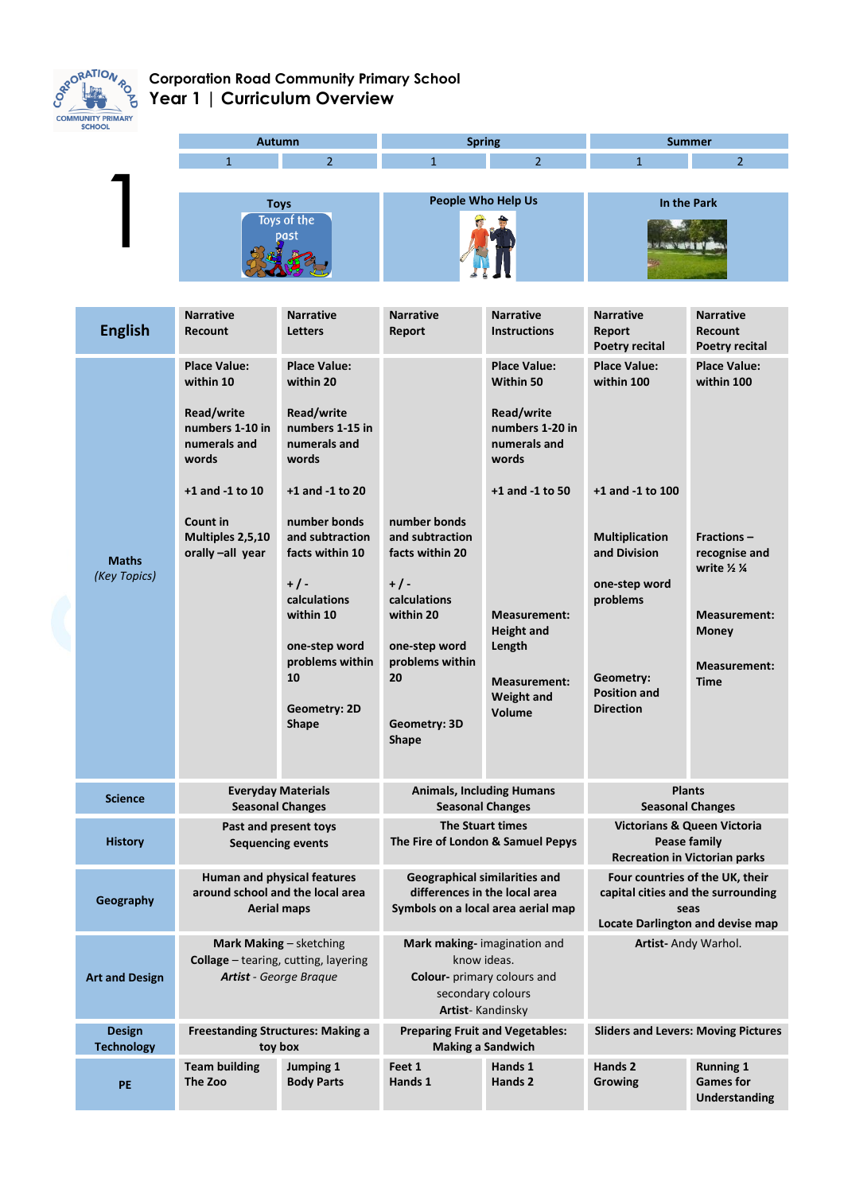# Corporation Road Community Primary School

## Year 1 | Curriculum Overview

1

| | Autumn 1 | Autumn 2 | Spring 1 | Spring 2 | Summer 1 | Summer 2 |
|---|---|---|---|---|---|---|
| **Topic** | **Toys** (Toys of the past) | | **People Who Help Us** | | **In the Park** | |
| **English** | Narrative<br>Recount | Narrative<br>Letters | Narrative<br>Report | Narrative<br>Instructions | Narrative<br>Report<br>Poetry recital | Narrative<br>Recount<br>Poetry recital |
| **Maths** *(Key Topics)* | Place Value: within 10<br><br>Read/write numbers 1-10 in numerals and words<br><br>+1 and -1 to 10<br><br>Count in Multiples 2,5,10 orally –all year | Place Value: within 20<br><br>Read/write numbers 1-15 in numerals and words<br><br>+1 and -1 to 20<br><br>number bonds and subtraction facts within 10<br><br>+ / - calculations within 10<br><br>one-step word problems within 10<br><br>Geometry: 2D Shape | number bonds and subtraction facts within 20<br><br>+ / - calculations within 20<br><br>one-step word problems within 20<br><br>Geometry: 3D Shape | Place Value: Within 50<br><br>Read/write numbers 1-20 in numerals and words<br><br>+1 and -1 to 50<br><br>Measurement: Height and Length<br><br>Measurement: Weight and Volume | Place Value: within 100<br><br>+1 and -1 to 100<br><br>Multiplication and Division<br><br>one-step word problems<br><br>Geometry: Position and Direction | Place Value: within 100<br><br>Fractions – recognise and write ½ ¼<br><br>Measurement: Money<br><br>Measurement: Time |
| **Science** | Everyday Materials<br>Seasonal Changes | | Animals, Including Humans<br>Seasonal Changes | | Plants<br>Seasonal Changes | |
| **History** | Past and present toys<br>Sequencing events | | The Stuart times<br>The Fire of London & Samuel Pepys | | Victorians & Queen Victoria<br>Pease family<br>Recreation in Victorian parks | |
| **Geography** | Human and physical features around school and the local area<br>Aerial maps | | Geographical similarities and differences in the local area<br>Symbols on a local area aerial map | | Four countries of the UK, their capital cities and the surrounding seas<br>Locate Darlington and devise map | |
| **Art and Design** | **Mark Making** – sketching<br>**Collage** – tearing, cutting, layering<br>***Artist*** *- George Braque* | | **Mark making**- imagination and know ideas.<br>**Colour**- primary colours and secondary colours<br>**Artist**- Kandinsky | | **Artist**- Andy Warhol. | |
| **Design Technology** | Freestanding Structures: Making a toy box | | Preparing Fruit and Vegetables: Making a Sandwich | | Sliders and Levers: Moving Pictures | |
| **PE** | Team building<br>The Zoo | Jumping 1<br>Body Parts | Feet 1<br>Hands 1 | Hands 1<br>Hands 2 | Hands 2<br>Growing | Running 1<br>Games for Understanding |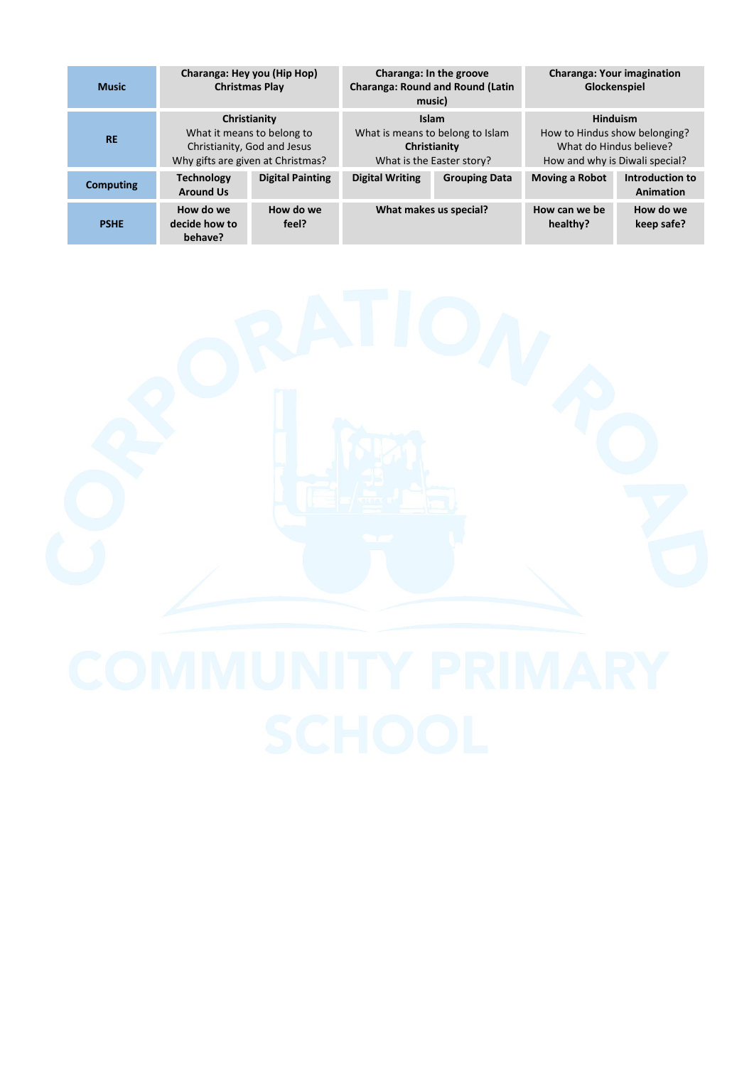| | | | | | | |
|---|---|---|---|---|---|---|
| **Music** | **Charanga: Hey you (Hip Hop)**<br>**Christmas Play** | | **Charanga: In the groove**<br>**Charanga: Round and Round (Latin music)** | | **Charanga: Your imagination**<br>**Glockenspiel** | |
| **RE** | **Christianity**<br>What it means to belong to Christianity, God and Jesus<br>Why gifts are given at Christmas? | | **Islam**<br>What is means to belong to Islam<br>**Christianity**<br>What is the Easter story? | | **Hinduism**<br>How to Hindus show belonging?<br>What do Hindus believe?<br>How and why is Diwali special? | |
| **Computing** | **Technology Around Us** | **Digital Painting** | **Digital Writing** | **Grouping Data** | **Moving a Robot** | **Introduction to Animation** |
| **PSHE** | **How do we decide how to behave?** | **How do we feel?** | **What makes us special?** | | **How can we be healthy?** | **How do we keep safe?** |